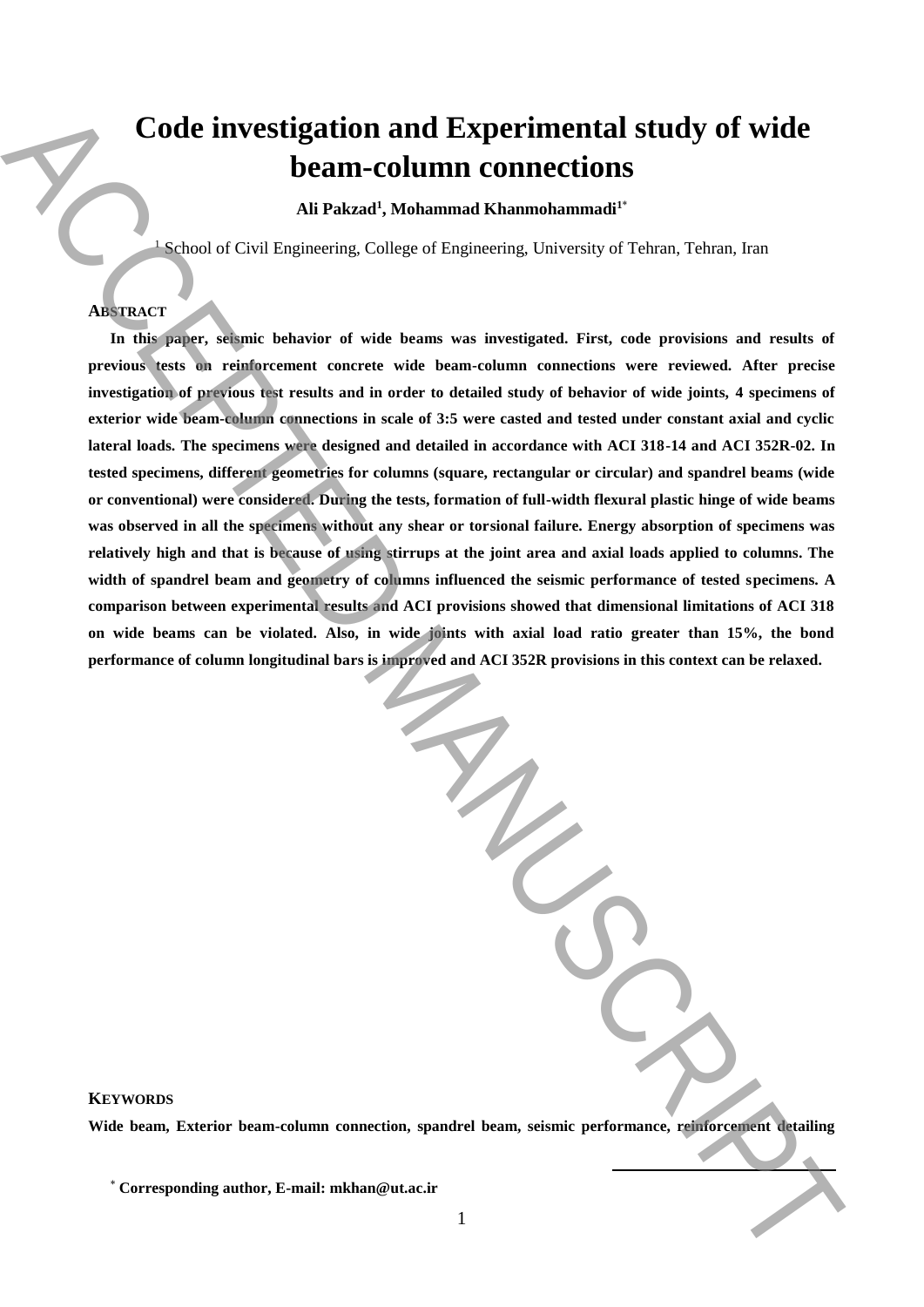# Code investigation and Experimental study of wide beam-column connections

**Ali Pakzad[1], Mohammad Khanmohammadi[1*]**

[1] School of Civil Engineering, College of Engineering, University of Tehran, Tehran, Iran

## ABSTRACT

**In this paper, seismic behavior of wide beams was investigated. First, code provisions and results of previous tests on reinforcement concrete wide beam-column connections were reviewed. After precise investigation of previous test results and in order to detailed study of behavior of wide joints, 4 specimens of exterior wide beam-column connections in scale of 3:5 were casted and tested under constant axial and cyclic lateral loads. The specimens were designed and detailed in accordance with ACI 318-14 and ACI 352R-02. In tested specimens, different geometries for columns (square, rectangular or circular) and spandrel beams (wide or conventional) were considered. During the tests, formation of full-width flexural plastic hinge of wide beams was observed in all the specimens without any shear or torsional failure. Energy absorption of specimens was relatively high and that is because of using stirrups at the joint area and axial loads applied to columns. The width of spandrel beam and geometry of columns influenced the seismic performance of tested specimens. A comparison between experimental results and ACI provisions showed that dimensional limitations of ACI 318 on wide beams can be violated. Also, in wide joints with axial load ratio greater than 15%, the bond performance of column longitudinal bars is improved and ACI 352R provisions in this context can be relaxed.**

## KEYWORDS

**Wide beam, Exterior beam-column connection, spandrel beam, seismic performance, reinforcement detailing**

[*] **Corresponding author, E-mail: mkhan@ut.ac.ir**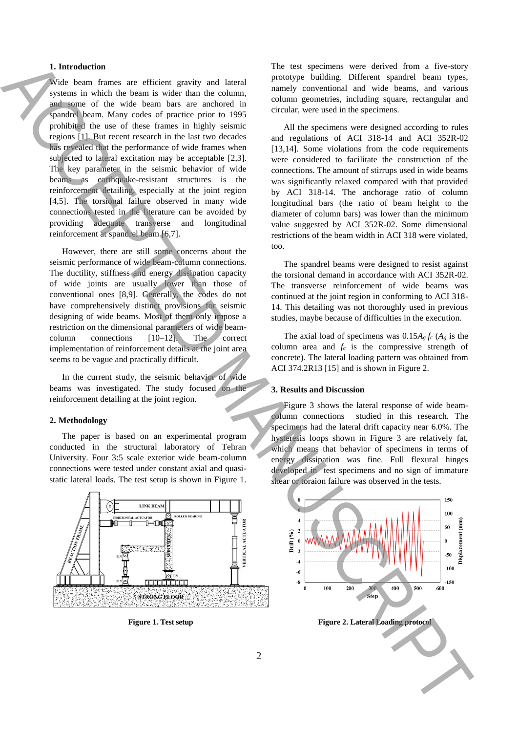## 1. Introduction

Wide beam frames are efficient gravity and lateral systems in which the beam is wider than the column, and some of the wide beam bars are anchored in spandrel beam. Many codes of practice prior to 1995 prohibited the use of these frames in highly seismic regions [1]. But recent research in the last two decades has revealed that the performance of wide frames when subjected to lateral excitation may be acceptable [2,3]. The key parameter in the seismic behavior of wide beams as earthquake-resistant structures is the reinforcement detailing, especially at the joint region [4,5]. The torsional failure observed in many wide connections tested in the literature can be avoided by providing adequate transverse and longitudinal reinforcement at spandrel beam [6,7].

However, there are still some concerns about the seismic performance of wide beam-column connections. The ductility, stiffness and energy dissipation capacity of wide joints are usually lower than those of conventional ones [8,9]. Generally, the codes do not have comprehensively distinct provisions for seismic designing of wide beams. Most of them only impose a restriction on the dimensional parameters of wide beam-column connections [10–12]. The correct implementation of reinforcement details at the joint area seems to be vague and practically difficult.

In the current study, the seismic behavior of wide beams was investigated. The study focused on the reinforcement detailing at the joint region.

## 2. Methodology

The paper is based on an experimental program conducted in the structural laboratory of Tehran University. Four 3:5 scale exterior wide beam-column connections were tested under constant axial and quasi-static lateral loads. The test setup is shown in Figure 1.

The test specimens were derived from a five-story prototype building. Different spandrel beam types, namely conventional and wide beams, and various column geometries, including square, rectangular and circular, were used in the specimens.

All the specimens were designed according to rules and regulations of ACI 318-14 and ACI 352R-02 [13,14]. Some violations from the code requirements were considered to facilitate the construction of the connections. The amount of stirrups used in wide beams was significantly relaxed compared with that provided by ACI 318-14. The anchorage ratio of column longitudinal bars (the ratio of beam height to the diameter of column bars) was lower than the minimum value suggested by ACI 352R-02. Some dimensional restrictions of the beam width in ACI 318 were violated, too.

The spandrel beams were designed to resist against the torsional demand in accordance with ACI 352R-02. The transverse reinforcement of wide beams was continued at the joint region in conforming to ACI 318-14. This detailing was not thoroughly used in previous studies, maybe because of difficulties in the execution.

The axial load of specimens was $0.15A_g f_c$ ($A_g$ is the column area and $f_c$ is the compressive strength of concrete). The lateral loading pattern was obtained from ACI 374.2R13 [15] and is shown in Figure 2.

## 3. Results and Discussion

Figure 3 shows the lateral response of wide beam-column connections studied in this research. The specimens had the lateral drift capacity near 6.0%. The hysteresis loops shown in Figure 3 are relatively fat, which means that behavior of specimens in terms of energy dissipation was fine. Full flexural hinges developed in test specimens and no sign of immature shear or toraion failure was observed in the tests.

**Figure 1. Test setup**

**Figure 2. Lateral Loading protocol**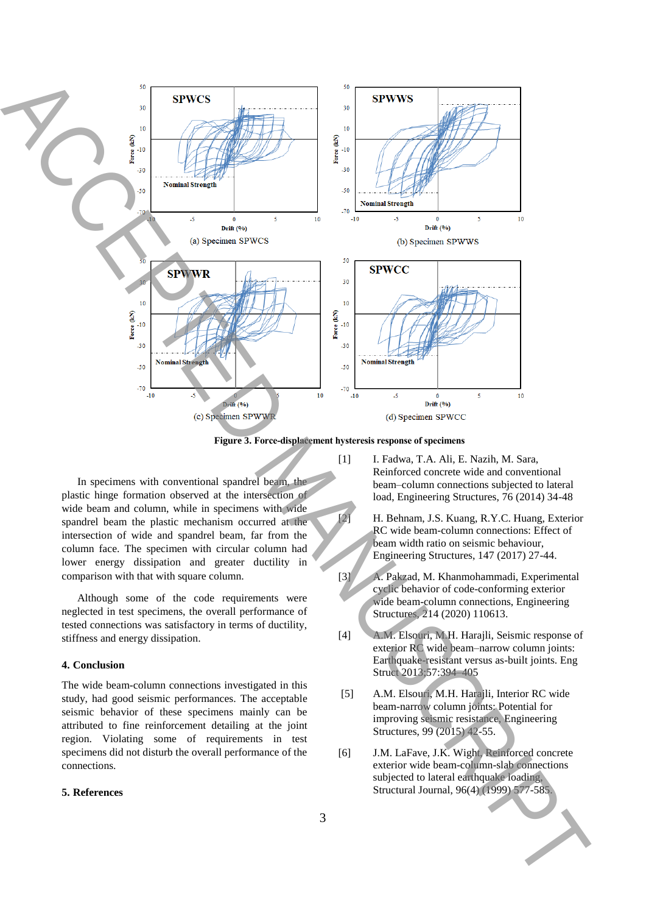(a) Specimen SPWCS

(b) Specimen SPWWS

(c) Specimen SPWWR

(d) Specimen SPWCC

**Figure 3. Force-displacement hysteresis response of specimens**

In specimens with conventional spandrel beam, the plastic hinge formation observed at the intersection of wide beam and column, while in specimens with wide spandrel beam the plastic mechanism occurred at the intersection of wide and spandrel beam, far from the column face. The specimen with circular column had lower energy dissipation and greater ductility in comparison with that with square column.

Although some of the code requirements were neglected in test specimens, the overall performance of tested connections was satisfactory in terms of ductility, stiffness and energy dissipation.

## 4. Conclusion

The wide beam-column connections investigated in this study, had good seismic performances. The acceptable seismic behavior of these specimens mainly can be attributed to fine reinforcement detailing at the joint region. Violating some of requirements in test specimens did not disturb the overall performance of the connections.

## 5. References

[1] I. Fadwa, T.A. Ali, E. Nazih, M. Sara, Reinforced concrete wide and conventional beam–column connections subjected to lateral load, Engineering Structures, 76 (2014) 34-48

[2] H. Behnam, J.S. Kuang, R.Y.C. Huang, Exterior RC wide beam-column connections: Effect of beam width ratio on seismic behaviour, Engineering Structures, 147 (2017) 27-44.

[3] A. Pakzad, M. Khanmohammadi, Experimental cyclic behavior of code-conforming exterior wide beam-column connections, Engineering Structures, 214 (2020) 110613.

[4] A.M. Elsouri, M.H. Harajli, Seismic response of exterior RC wide beam–narrow column joints: Earthquake-resistant versus as-built joints. Eng Struct 2013;57:394–405

[5] A.M. Elsouri, M.H. Harajli, Interior RC wide beam-narrow column joints: Potential for improving seismic resistance, Engineering Structures, 99 (2015) 42-55.

[6] J.M. LaFave, J.K. Wight, Reinforced concrete exterior wide beam-column-slab connections subjected to lateral earthquake loading, Structural Journal, 96(4) (1999) 577-585.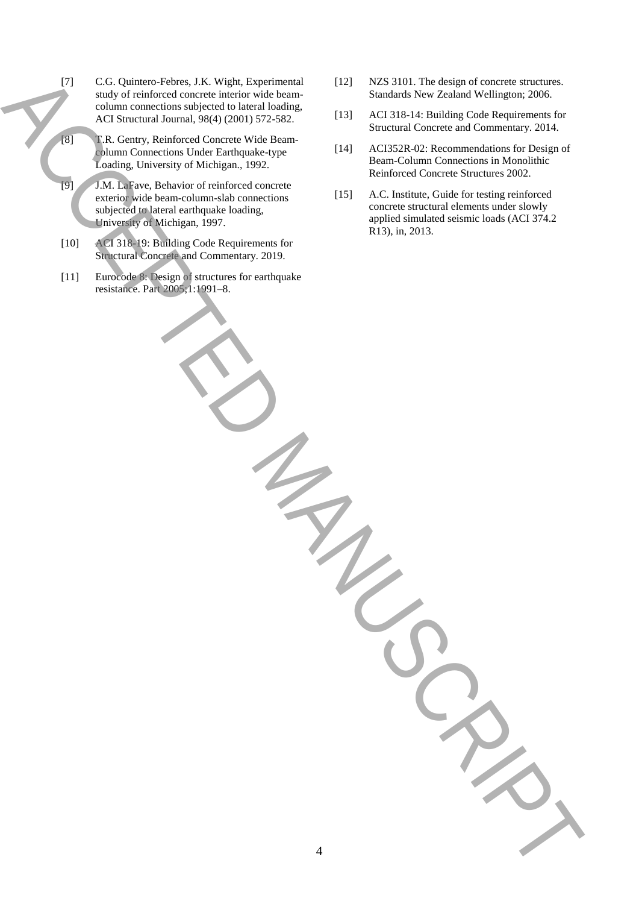[7] C.G. Quintero-Febres, J.K. Wight, Experimental study of reinforced concrete interior wide beam-column connections subjected to lateral loading, ACI Structural Journal, 98(4) (2001) 572-582.

[8] T.R. Gentry, Reinforced Concrete Wide Beam-column Connections Under Earthquake-type Loading, University of Michigan., 1992.

[9] J.M. LaFave, Behavior of reinforced concrete exterior wide beam-column-slab connections subjected to lateral earthquake loading, University of Michigan, 1997.

[10] ACI 318-19: Building Code Requirements for Structural Concrete and Commentary. 2019.

[11] Eurocode 8: Design of structures for earthquake resistance. Part 2005;1:1991–8.

[12] NZS 3101. The design of concrete structures. Standards New Zealand Wellington; 2006.

[13] ACI 318-14: Building Code Requirements for Structural Concrete and Commentary. 2014.

[14] ACI352R-02: Recommendations for Design of Beam-Column Connections in Monolithic Reinforced Concrete Structures 2002.

[15] A.C. Institute, Guide for testing reinforced concrete structural elements under slowly applied simulated seismic loads (ACI 374.2 R13), in, 2013.